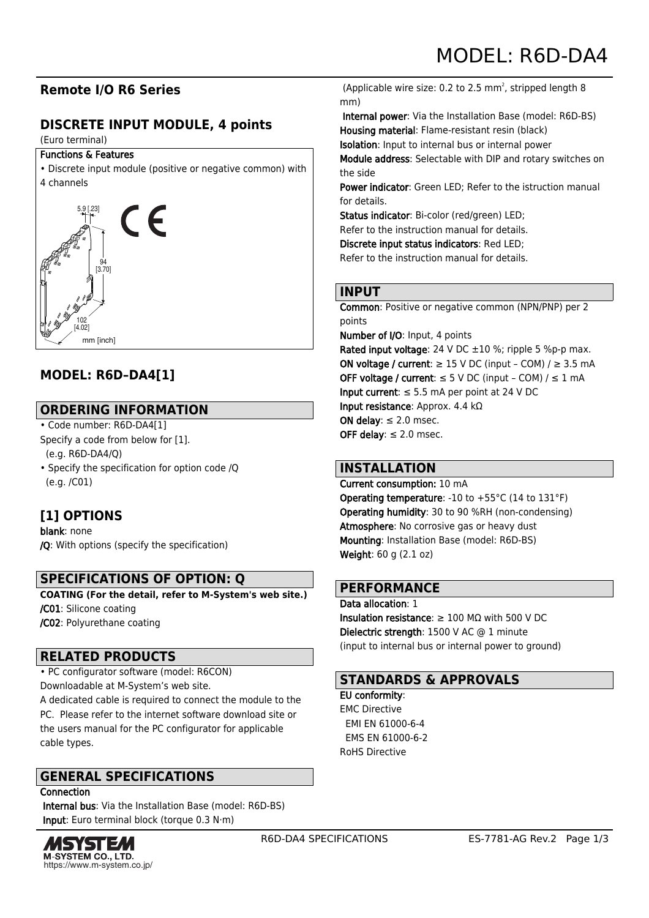# MODEL: R6D-DA4

## Remote I/O R6 Series

## DISCRETE INPUT MODULE, 4 points

(Euro terminal)

**Functions & Features**

• Discrete input module (positive or negative common) with 4 channels

5.9 [.23]

94 [3.70]

102 [4.02]

mm [inch]

## MODEL: R6D–DA4[1]

## ORDERING INFORMATION

• Code number: R6D-DA4[1]
Specify a code from below for [1].
(e.g. R6D-DA4/Q)
• Specify the specification for option code /Q
(e.g. /C01)

## [1] OPTIONS

**blank**: none
**/Q**: With options (specify the specification)

## SPECIFICATIONS OF OPTION: Q

**COATING (For the detail, refer to M-System's web site.)**
**/C01**: Silicone coating
**/C02**: Polyurethane coating

## RELATED PRODUCTS

• PC configurator software (model: R6CON)
Downloadable at M-System's web site.
A dedicated cable is required to connect the module to the PC. Please refer to the internet software download site or the users manual for the PC configurator for applicable cable types.

## GENERAL SPECIFICATIONS

**Connection**
**Internal bus**: Via the Installation Base (model: R6D-BS)
**Input**: Euro terminal block (torque 0.3 N·m)
(Applicable wire size: 0.2 to 2.5 mm$^2$, stripped length 8 mm)
**Internal power**: Via the Installation Base (model: R6D-BS)
**Housing material**: Flame-resistant resin (black)
**Isolation**: Input to internal bus or internal power
**Module address**: Selectable with DIP and rotary switches on the side
**Power indicator**: Green LED; Refer to the istruction manual for details.
**Status indicator**: Bi-color (red/green) LED;
Refer to the instruction manual for details.
**Discrete input status indicators**: Red LED;
Refer to the instruction manual for details.

## INPUT

**Common**: Positive or negative common (NPN/PNP) per 2 points
**Number of I/O**: Input, 4 points
**Rated input voltage**: 24 V DC ±10 %; ripple 5 %p-p max.
**ON voltage / current**: ≥ 15 V DC (input – COM) / ≥ 3.5 mA
**OFF voltage / current**: ≤ 5 V DC (input – COM) / ≤ 1 mA
**Input current**: ≤ 5.5 mA per point at 24 V DC
**Input resistance**: Approx. 4.4 kΩ
**ON delay**: ≤ 2.0 msec.
**OFF delay**: ≤ 2.0 msec.

## INSTALLATION

**Current consumption:** 10 mA
**Operating temperature**: -10 to +55°C (14 to 131°F)
**Operating humidity**: 30 to 90 %RH (non-condensing)
**Atmosphere**: No corrosive gas or heavy dust
**Mounting**: Installation Base (model: R6D-BS)
**Weight**: 60 g (2.1 oz)

## PERFORMANCE

**Data allocation**: 1
**Insulation resistance**: ≥ 100 MΩ with 500 V DC
**Dielectric strength**: 1500 V AC @ 1 minute
(input to internal bus or internal power to ground)

## STANDARDS & APPROVALS

**EU conformity**:
EMC Directive
EMI EN 61000-6-4
EMS EN 61000-6-2
RoHS Directive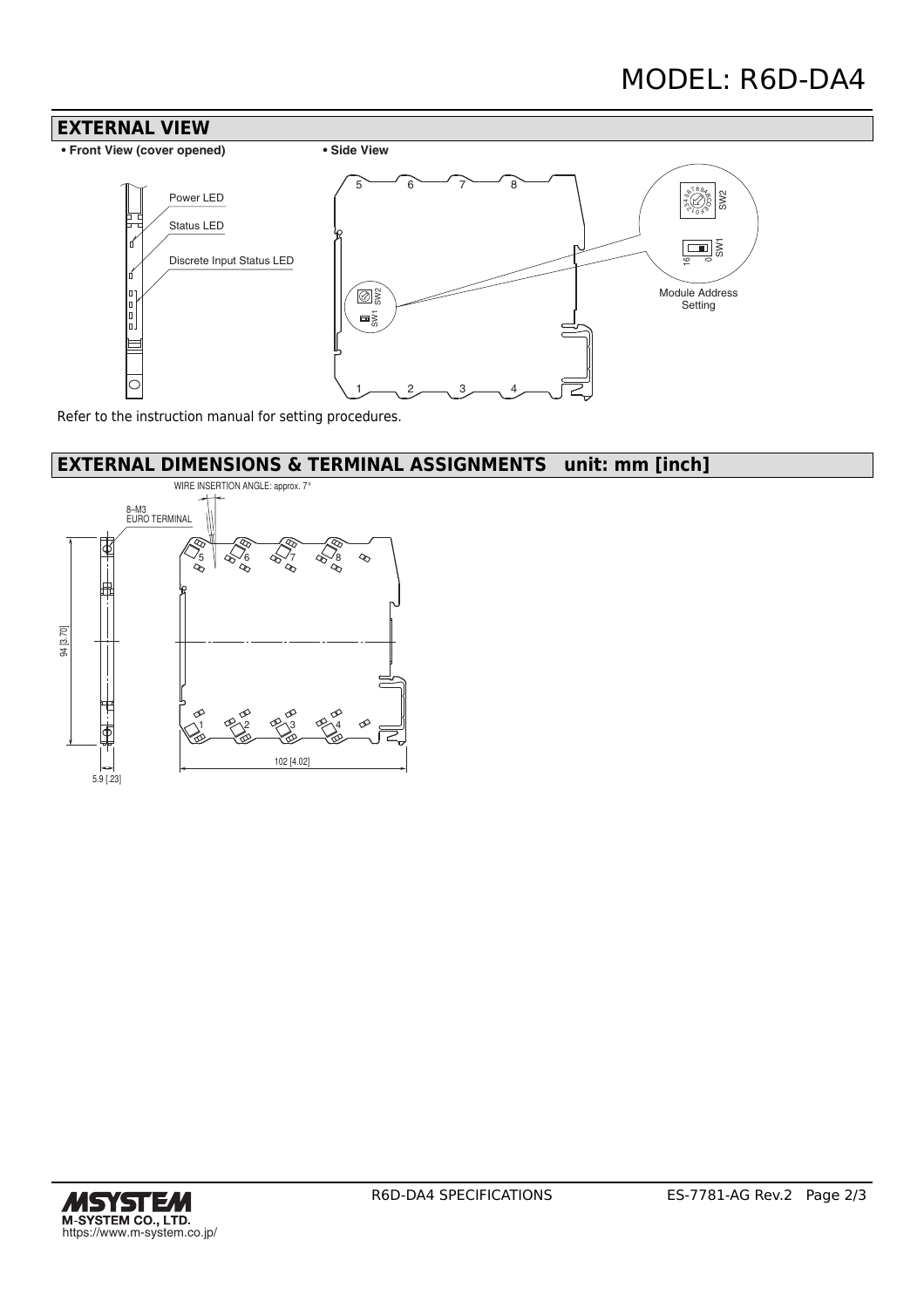# MODEL: R6D-DA4

## EXTERNAL VIEW

**• Front View (cover opened)**

Power LED

Status LED

Discrete Input Status LED

**• Side View**

5 6 7 8

1 2 3 4

SW2

SW1

16 0

Module Address Setting

Refer to the instruction manual for setting procedures.

## EXTERNAL DIMENSIONS & TERMINAL ASSIGNMENTS unit: mm [inch]

WIRE INSERTION ANGLE: approx. 7°

8–M3 EURO TERMINAL

94 [3.70]

5.9 [.23]

102 [4.02]

5 6 7 8

1 2 3 4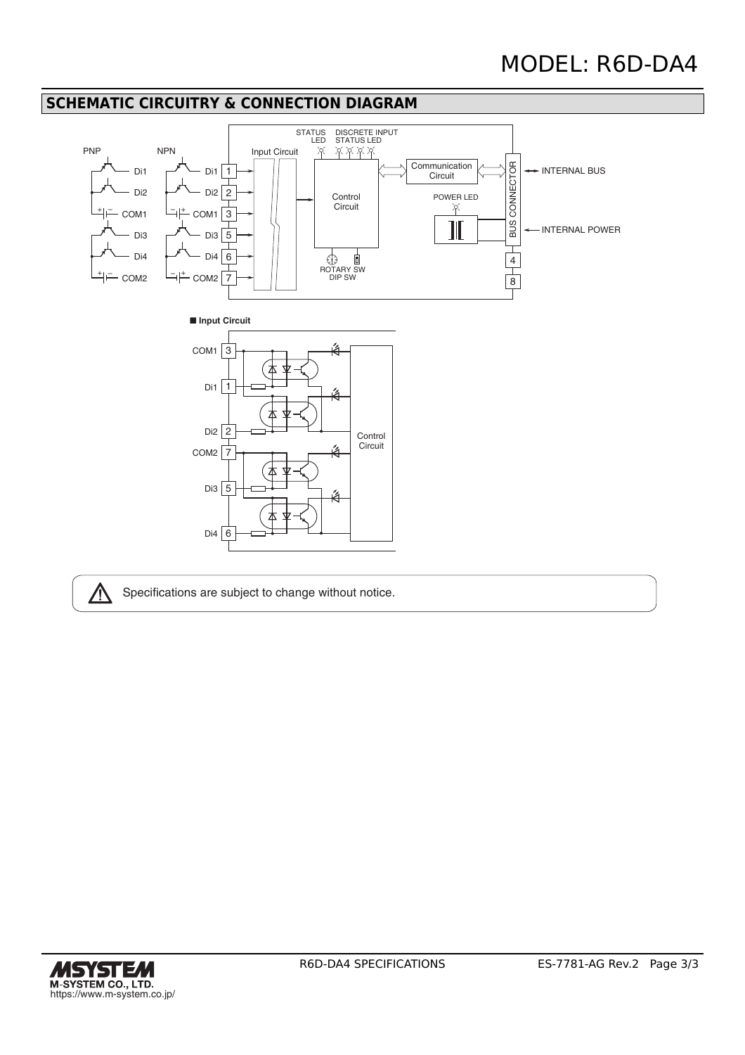## SCHEMATIC CIRCUITRY & CONNECTION DIAGRAM

PNP
Di1
Di2
COM1
Di3
Di4
COM2

NPN
Di1 1
Di2 2
COM1 3
Di3 5
Di4 6
COM2 7

Input Circuit

STATUS LED
DISCRETE INPUT STATUS LED

Control Circuit

ROTARY SW
DIP SW

Communication Circuit

POWER LED

BUS CONNECTOR

INTERNAL BUS
INTERNAL POWER

4
8

■ **Input Circuit**

COM1 3
Di1 1
Di2 2
COM2 7
Di3 5
Di4 6

Control Circuit

Specifications are subject to change without notice.